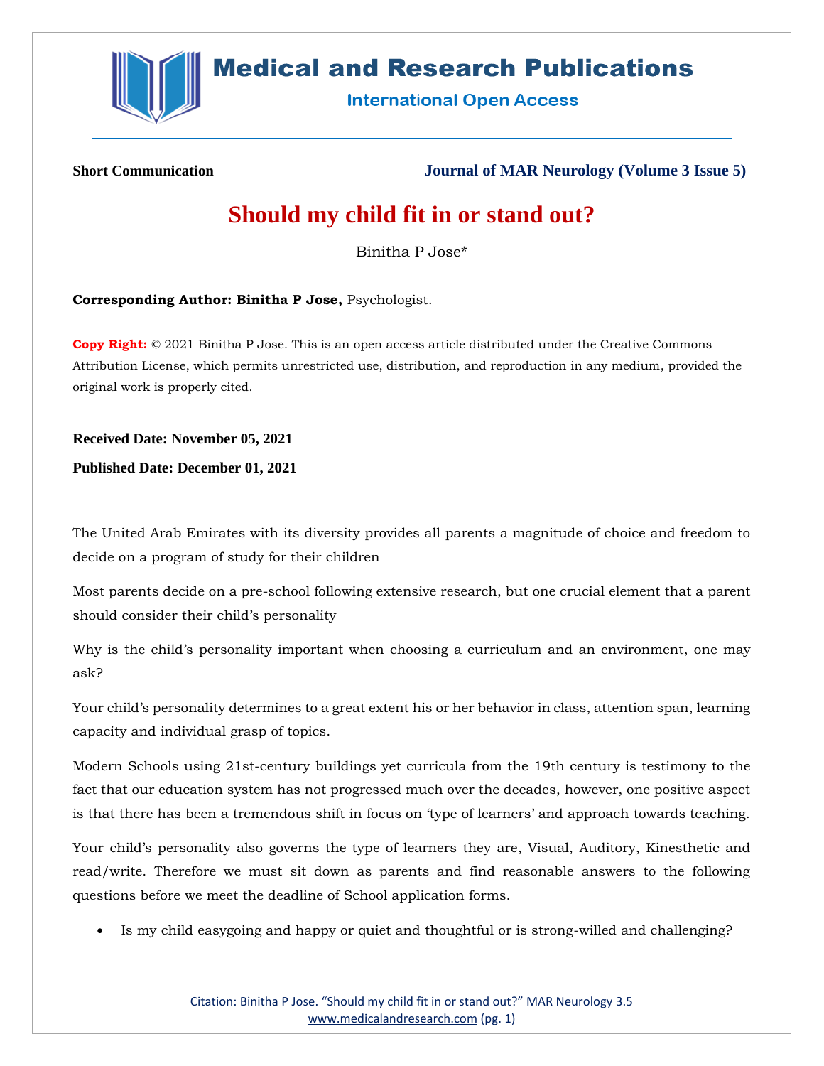**Short Communication**

# Should my child fit in or stand out?

Binitha P Jose*

**Corresponding Author: Binitha P Jose,** Psychologist.

**Copy Right:** © 2021 Binitha P Jose. This is an open access article distributed under the Creative Commons Attribution License, which permits unrestricted use, distribution, and reproduction in any medium, provided the original work is properly cited.

**Received Date: November 05, 2021**

**Published Date: December 01, 2021**

The United Arab Emirates with its diversity provides all parents a magnitude of choice and freedom to decide on a program of study for their children

Most parents decide on a pre-school following extensive research, but one crucial element that a parent should consider their child's personality

Why is the child's personality important when choosing a curriculum and an environment, one may ask?

Your child's personality determines to a great extent his or her behavior in class, attention span, learning capacity and individual grasp of topics.

Modern Schools using 21st-century buildings yet curricula from the 19th century is testimony to the fact that our education system has not progressed much over the decades, however, one positive aspect is that there has been a tremendous shift in focus on 'type of learners' and approach towards teaching.

Your child's personality also governs the type of learners they are, Visual, Auditory, Kinesthetic and read/write. Therefore we must sit down as parents and find reasonable answers to the following questions before we meet the deadline of School application forms.

- Is my child easygoing and happy or quiet and thoughtful or is strong-willed and challenging?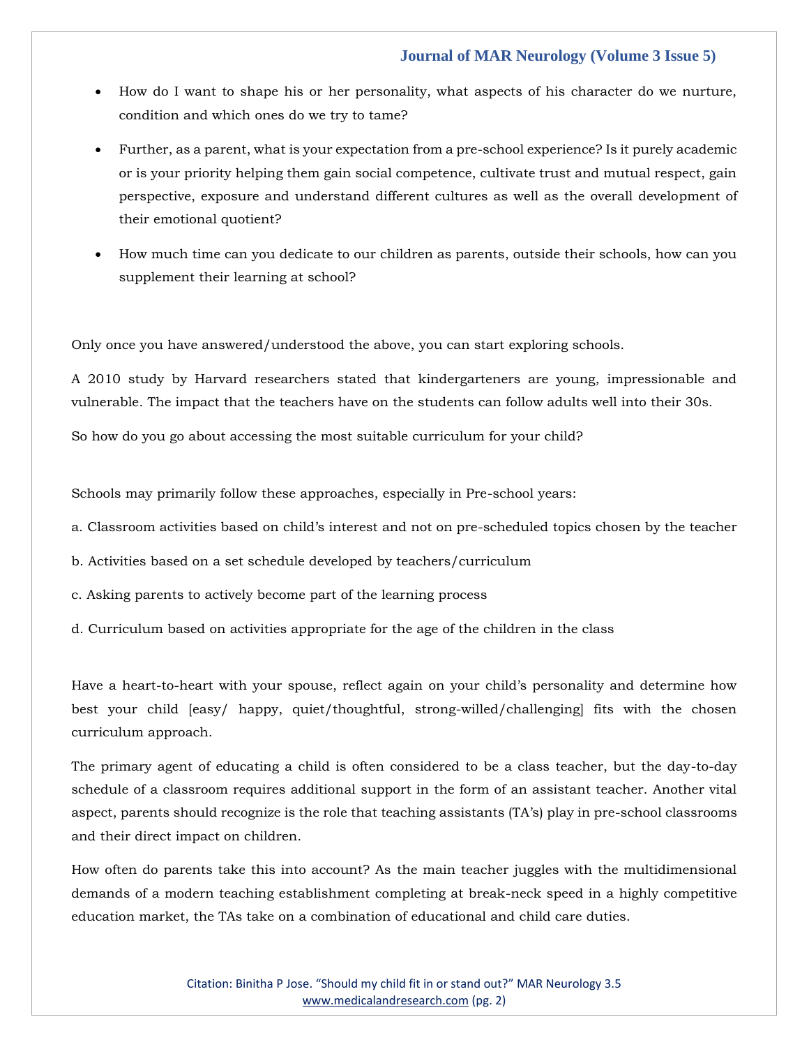- How do I want to shape his or her personality, what aspects of his character do we nurture, condition and which ones do we try to tame?
- Further, as a parent, what is your expectation from a pre-school experience? Is it purely academic or is your priority helping them gain social competence, cultivate trust and mutual respect, gain perspective, exposure and understand different cultures as well as the overall development of their emotional quotient?
- How much time can you dedicate to our children as parents, outside their schools, how can you supplement their learning at school?

Only once you have answered/understood the above, you can start exploring schools.

A 2010 study by Harvard researchers stated that kindergarteners are young, impressionable and vulnerable. The impact that the teachers have on the students can follow adults well into their 30s.

So how do you go about accessing the most suitable curriculum for your child?

Schools may primarily follow these approaches, especially in Pre-school years:

a. Classroom activities based on child's interest and not on pre-scheduled topics chosen by the teacher

b. Activities based on a set schedule developed by teachers/curriculum

c. Asking parents to actively become part of the learning process

d. Curriculum based on activities appropriate for the age of the children in the class

Have a heart-to-heart with your spouse, reflect again on your child's personality and determine how best your child [easy/ happy, quiet/thoughtful, strong-willed/challenging] fits with the chosen curriculum approach.

The primary agent of educating a child is often considered to be a class teacher, but the day-to-day schedule of a classroom requires additional support in the form of an assistant teacher. Another vital aspect, parents should recognize is the role that teaching assistants (TA's) play in pre-school classrooms and their direct impact on children.

How often do parents take this into account? As the main teacher juggles with the multidimensional demands of a modern teaching establishment completing at break-neck speed in a highly competitive education market, the TAs take on a combination of educational and child care duties.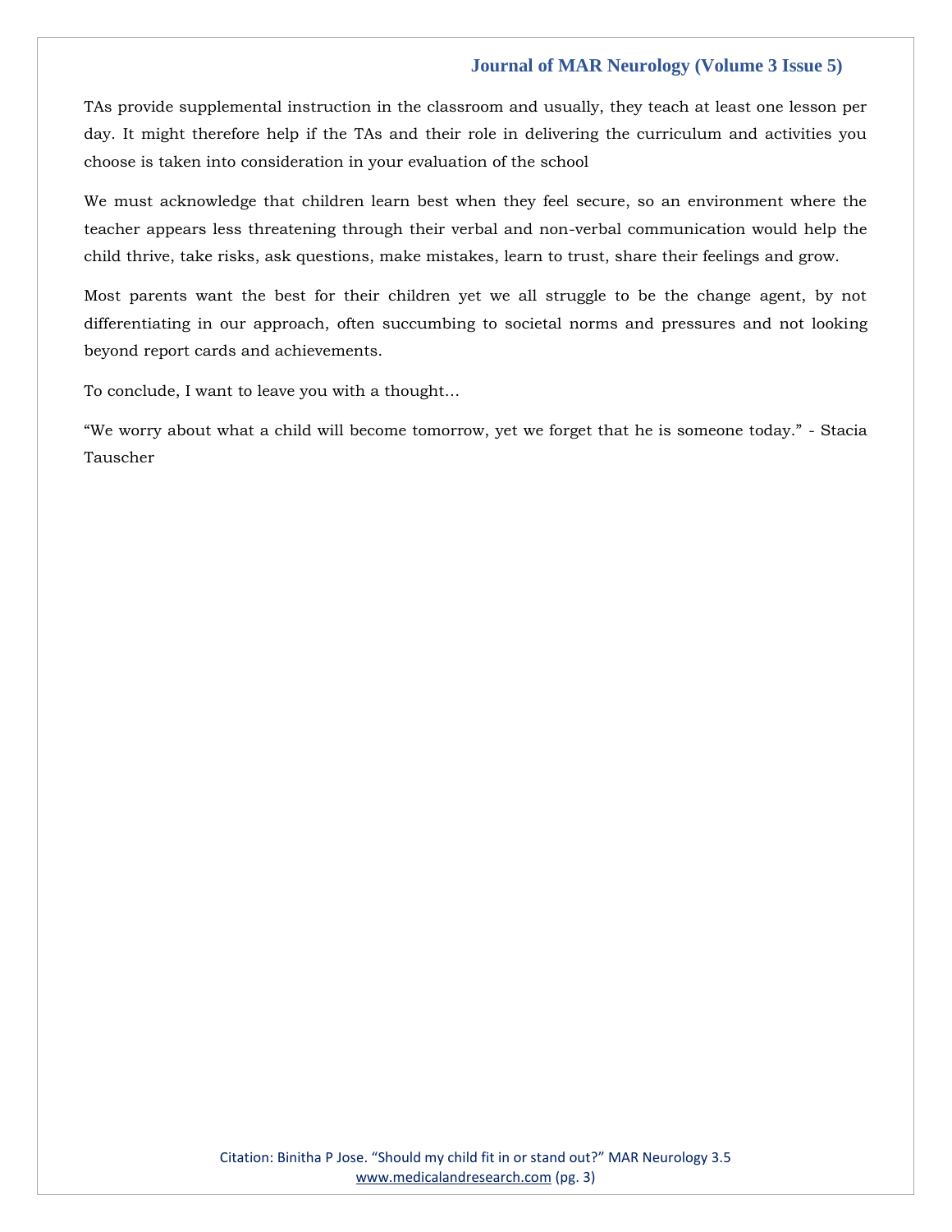TAs provide supplemental instruction in the classroom and usually, they teach at least one lesson per day. It might therefore help if the TAs and their role in delivering the curriculum and activities you choose is taken into consideration in your evaluation of the school

We must acknowledge that children learn best when they feel secure, so an environment where the teacher appears less threatening through their verbal and non-verbal communication would help the child thrive, take risks, ask questions, make mistakes, learn to trust, share their feelings and grow.

Most parents want the best for their children yet we all struggle to be the change agent, by not differentiating in our approach, often succumbing to societal norms and pressures and not looking beyond report cards and achievements.

To conclude, I want to leave you with a thought…

“We worry about what a child will become tomorrow, yet we forget that he is someone today.” - Stacia Tauscher